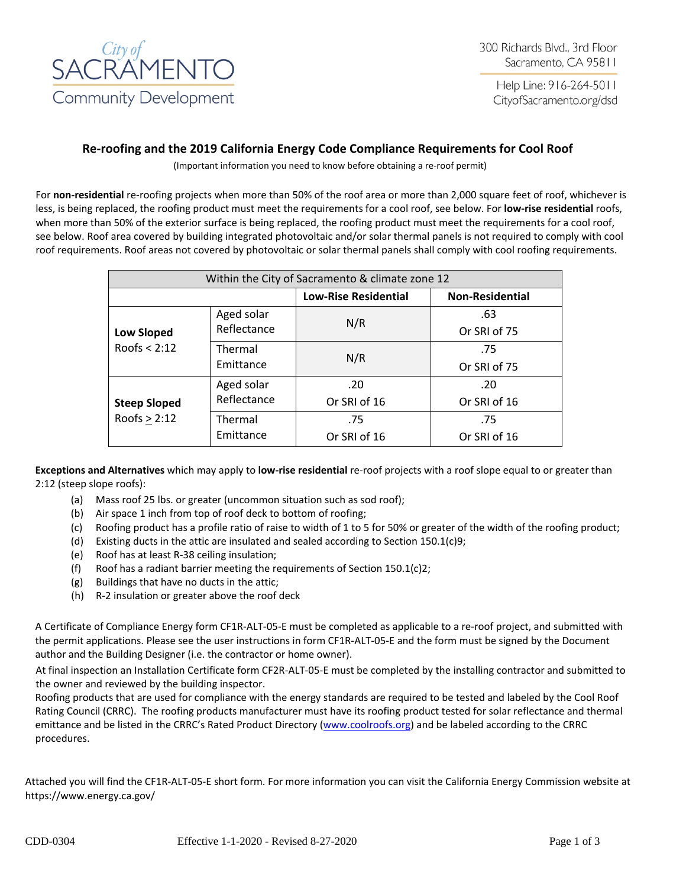City of SACRAMENTO Community Development

300 Richards Blvd., 3rd Floor
Sacramento, CA 95811

Help Line: 916-264-5011
CityofSacramento.org/dsd

## Re-roofing and the 2019 California Energy Code Compliance Requirements for Cool Roof

(Important information you need to know before obtaining a re-roof permit)

For **non-residential** re-roofing projects when more than 50% of the roof area or more than 2,000 square feet of roof, whichever is less, is being replaced, the roofing product must meet the requirements for a cool roof, see below. For **low-rise residential** roofs, when more than 50% of the exterior surface is being replaced, the roofing product must meet the requirements for a cool roof, see below. Roof area covered by building integrated photovoltaic and/or solar thermal panels is not required to comply with cool roof requirements. Roof areas not covered by photovoltaic or solar thermal panels shall comply with cool roofing requirements.

| Within the City of Sacramento & climate zone 12 | | | |
|---|---|---|---|
| | | **Low-Rise Residential** | **Non-Residential** |
| **Low Sloped** Roofs < 2:12 | Aged solar Reflectance | N/R | .63 Or SRI of 75 |
| | Thermal Emittance | N/R | .75 Or SRI of 75 |
| **Steep Sloped** Roofs ≥ 2:12 | Aged solar Reflectance | .20 Or SRI of 16 | .20 Or SRI of 16 |
| | Thermal Emittance | .75 Or SRI of 16 | .75 Or SRI of 16 |

**Exceptions and Alternatives** which may apply to **low-rise residential** re-roof projects with a roof slope equal to or greater than 2:12 (steep slope roofs):

(a) Mass roof 25 lbs. or greater (uncommon situation such as sod roof);
(b) Air space 1 inch from top of roof deck to bottom of roofing;
(c) Roofing product has a profile ratio of raise to width of 1 to 5 for 50% or greater of the width of the roofing product;
(d) Existing ducts in the attic are insulated and sealed according to Section 150.1(c)9;
(e) Roof has at least R-38 ceiling insulation;
(f) Roof has a radiant barrier meeting the requirements of Section 150.1(c)2;
(g) Buildings that have no ducts in the attic;
(h) R-2 insulation or greater above the roof deck

A Certificate of Compliance Energy form CF1R-ALT-05-E must be completed as applicable to a re-roof project, and submitted with the permit applications. Please see the user instructions in form CF1R-ALT-05-E and the form must be signed by the Document author and the Building Designer (i.e. the contractor or home owner).

At final inspection an Installation Certificate form CF2R-ALT-05-E must be completed by the installing contractor and submitted to the owner and reviewed by the building inspector.

Roofing products that are used for compliance with the energy standards are required to be tested and labeled by the Cool Roof Rating Council (CRRC). The roofing products manufacturer must have its roofing product tested for solar reflectance and thermal emittance and be listed in the CRRC's Rated Product Directory (www.coolroofs.org) and be labeled according to the CRRC procedures.

Attached you will find the CF1R-ALT-05-E short form. For more information you can visit the California Energy Commission website at https://www.energy.ca.gov/

CDD-0304 Effective 1-1-2020 - Revised 8-27-2020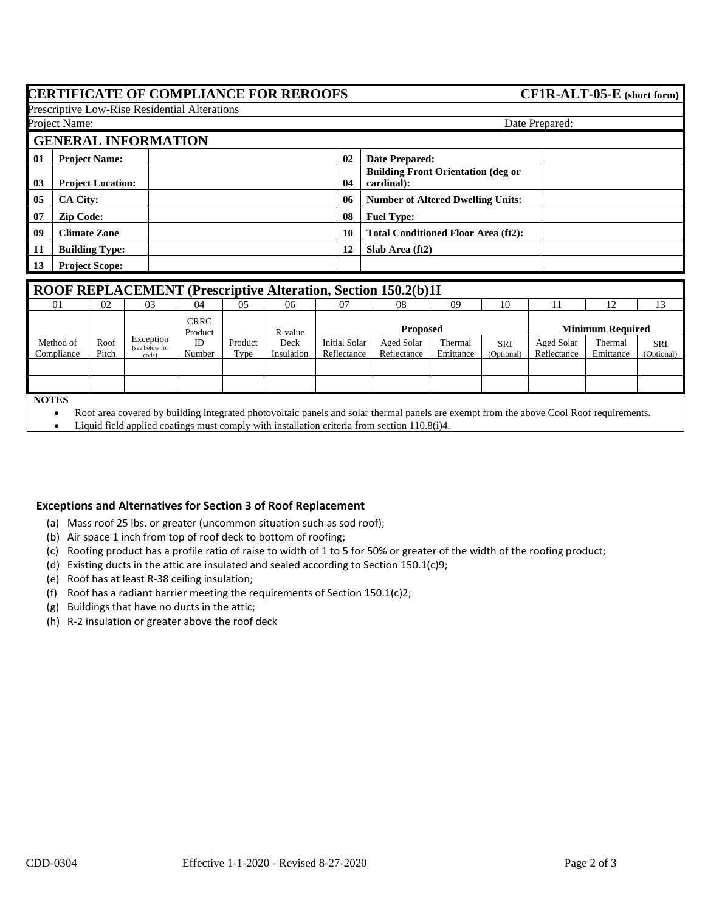# CERTIFICATE OF COMPLIANCE FOR REROOFS

**CF1R-ALT-05-E (short form)**

Prescriptive Low-Rise Residential Alterations

Project Name: | Date Prepared:

## GENERAL INFORMATION

| | | | | | |
|---|---|---|---|---|---|
| 01 | **Project Name:** | | 02 | **Date Prepared:** | |
| 03 | **Project Location:** | | 04 | **Building Front Orientation (deg or cardinal):** | |
| 05 | **CA City:** | | 06 | **Number of Altered Dwelling Units:** | |
| 07 | **Zip Code:** | | 08 | **Fuel Type:** | |
| 09 | **Climate Zone** | | 10 | **Total Conditioned Floor Area (ft2):** | |
| 11 | **Building Type:** | | 12 | **Slab Area (ft2)** | |
| 13 | **Project Scope:** | | | | |

## ROOF REPLACEMENT (Prescriptive Alteration, Section 150.2(b)1I

| 01 | 02 | 03 | 04 | 05 | 06 | 07 | 08 | 09 | 10 | 11 | 12 | 13 |
|---|---|---|---|---|---|---|---|---|---|---|---|---|
| | | | | | | **Proposed** | | | | **Minimum Required** | | |
| Method of Compliance | Roof Pitch | Exception (see below for code) | CRRC Product ID Number | Product Type | R-value Deck Insulation | Initial Solar Reflectance | Aged Solar Reflectance | Thermal Emittance | SRI (Optional) | Aged Solar Reflectance | Thermal Emittance | SRI (Optional) |
| | | | | | | | | | | | | |
| | | | | | | | | | | | | |

**NOTES**

- Roof area covered by building integrated photovoltaic panels and solar thermal panels are exempt from the above Cool Roof requirements.
- Liquid field applied coatings must comply with installation criteria from section 110.8(i)4.

### Exceptions and Alternatives for Section 3 of Roof Replacement

(a) Mass roof 25 lbs. or greater (uncommon situation such as sod roof);
(b) Air space 1 inch from top of roof deck to bottom of roofing;
(c) Roofing product has a profile ratio of raise to width of 1 to 5 for 50% or greater of the width of the roofing product;
(d) Existing ducts in the attic are insulated and sealed according to Section 150.1(c)9;
(e) Roof has at least R-38 ceiling insulation;
(f) Roof has a radiant barrier meeting the requirements of Section 150.1(c)2;
(g) Buildings that have no ducts in the attic;
(h) R-2 insulation or greater above the roof deck

CDD-0304 Effective 1-1-2020 - Revised 8-27-2020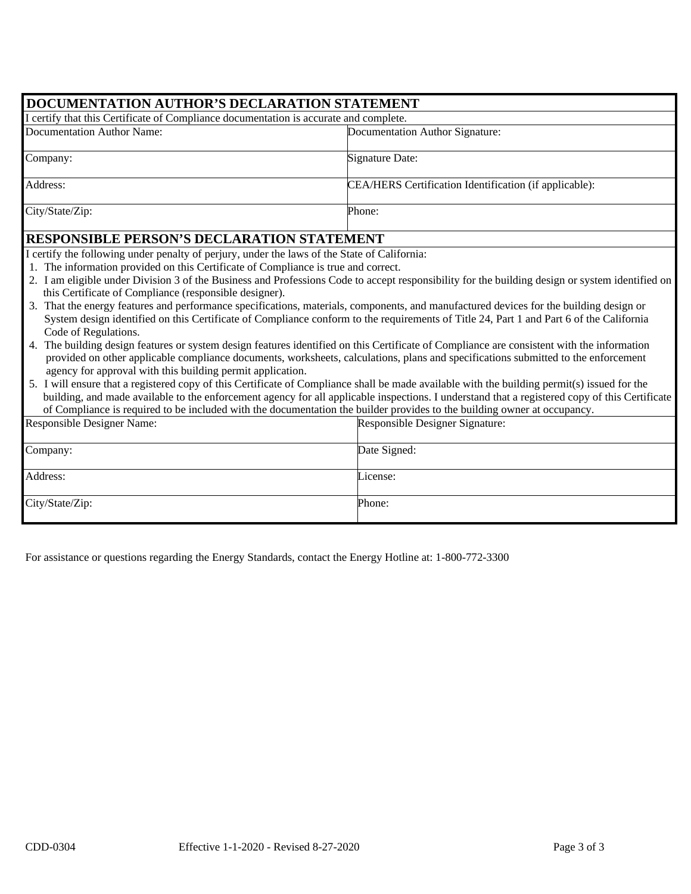## DOCUMENTATION AUTHOR'S DECLARATION STATEMENT

I certify that this Certificate of Compliance documentation is accurate and complete.

| | |
|---|---|
| Documentation Author Name: | Documentation Author Signature: |
| Company: | Signature Date: |
| Address: | CEA/HERS Certification Identification (if applicable): |
| City/State/Zip: | Phone: |

## RESPONSIBLE PERSON'S DECLARATION STATEMENT

I certify the following under penalty of perjury, under the laws of the State of California:

1. The information provided on this Certificate of Compliance is true and correct.
2. I am eligible under Division 3 of the Business and Professions Code to accept responsibility for the building design or system identified on this Certificate of Compliance (responsible designer).
3. That the energy features and performance specifications, materials, components, and manufactured devices for the building design or System design identified on this Certificate of Compliance conform to the requirements of Title 24, Part 1 and Part 6 of the California Code of Regulations.
4. The building design features or system design features identified on this Certificate of Compliance are consistent with the information provided on other applicable compliance documents, worksheets, calculations, plans and specifications submitted to the enforcement agency for approval with this building permit application.
5. I will ensure that a registered copy of this Certificate of Compliance shall be made available with the building permit(s) issued for the building, and made available to the enforcement agency for all applicable inspections. I understand that a registered copy of this Certificate of Compliance is required to be included with the documentation the builder provides to the building owner at occupancy.

| | |
|---|---|
| Responsible Designer Name: | Responsible Designer Signature: |
| Company: | Date Signed: |
| Address: | License: |
| City/State/Zip: | Phone: |

For assistance or questions regarding the Energy Standards, contact the Energy Hotline at: 1-800-772-3300

CDD-0304 Effective 1-1-2020 - Revised 8-27-2020